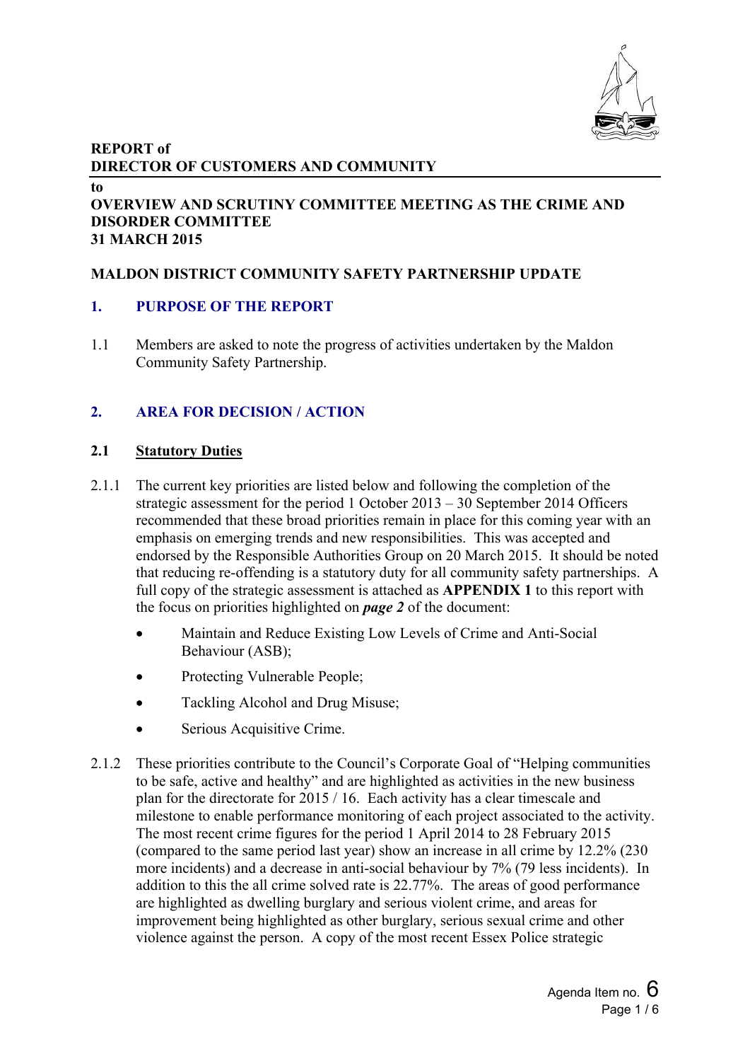**REPORT of**
**DIRECTOR OF CUSTOMERS AND COMMUNITY**

**to**
**OVERVIEW AND SCRUTINY COMMITTEE MEETING AS THE CRIME AND DISORDER COMMITTEE**
**31 MARCH 2015**

**MALDON DISTRICT COMMUNITY SAFETY PARTNERSHIP UPDATE**

## 1. PURPOSE OF THE REPORT

1.1 Members are asked to note the progress of activities undertaken by the Maldon Community Safety Partnership.

## 2. AREA FOR DECISION / ACTION

### 2.1 Statutory Duties

2.1.1 The current key priorities are listed below and following the completion of the strategic assessment for the period 1 October 2013 – 30 September 2014 Officers recommended that these broad priorities remain in place for this coming year with an emphasis on emerging trends and new responsibilities. This was accepted and endorsed by the Responsible Authorities Group on 20 March 2015. It should be noted that reducing re-offending is a statutory duty for all community safety partnerships. A full copy of the strategic assessment is attached as **APPENDIX 1** to this report with the focus on priorities highlighted on ***page 2*** of the document:

- Maintain and Reduce Existing Low Levels of Crime and Anti-Social Behaviour (ASB);
- Protecting Vulnerable People;
- Tackling Alcohol and Drug Misuse;
- Serious Acquisitive Crime.

2.1.2 These priorities contribute to the Council's Corporate Goal of "Helping communities to be safe, active and healthy" and are highlighted as activities in the new business plan for the directorate for 2015 / 16. Each activity has a clear timescale and milestone to enable performance monitoring of each project associated to the activity. The most recent crime figures for the period 1 April 2014 to 28 February 2015 (compared to the same period last year) show an increase in all crime by 12.2% (230 more incidents) and a decrease in anti-social behaviour by 7% (79 less incidents). In addition to this the all crime solved rate is 22.77%. The areas of good performance are highlighted as dwelling burglary and serious violent crime, and areas for improvement being highlighted as other burglary, serious sexual crime and other violence against the person. A copy of the most recent Essex Police strategic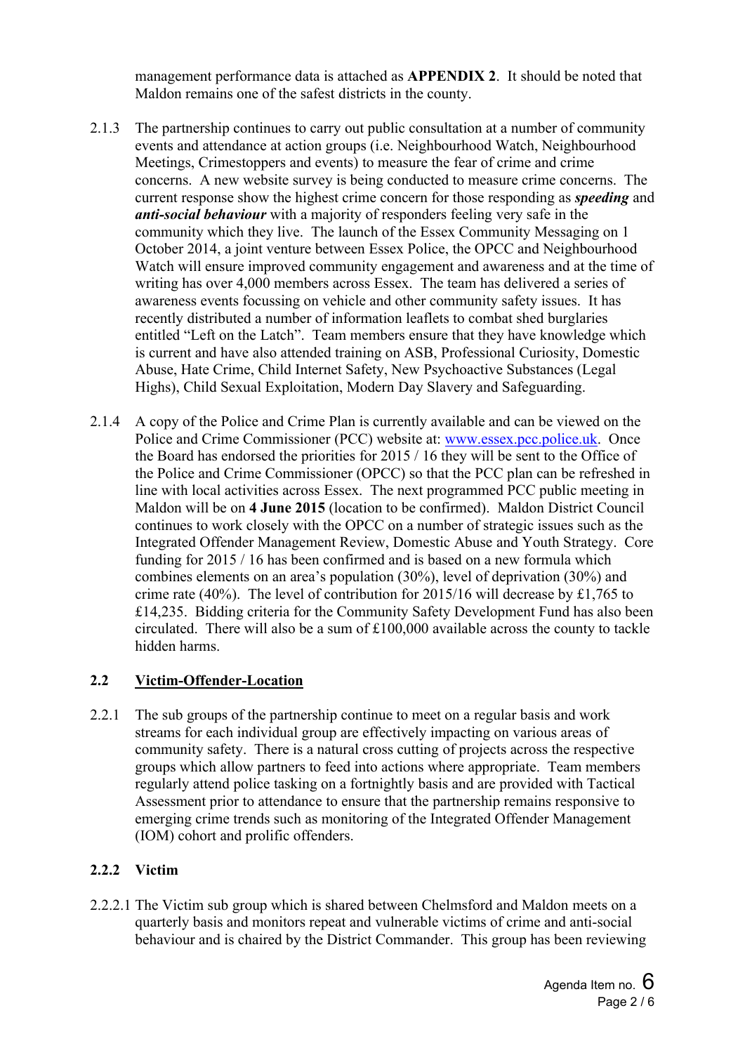management performance data is attached as **APPENDIX 2**. It should be noted that Maldon remains one of the safest districts in the county.

2.1.3 The partnership continues to carry out public consultation at a number of community events and attendance at action groups (i.e. Neighbourhood Watch, Neighbourhood Meetings, Crimestoppers and events) to measure the fear of crime and crime concerns. A new website survey is being conducted to measure crime concerns. The current response show the highest crime concern for those responding as ***speeding*** and ***anti-social behaviour*** with a majority of responders feeling very safe in the community which they live. The launch of the Essex Community Messaging on 1 October 2014, a joint venture between Essex Police, the OPCC and Neighbourhood Watch will ensure improved community engagement and awareness and at the time of writing has over 4,000 members across Essex. The team has delivered a series of awareness events focussing on vehicle and other community safety issues. It has recently distributed a number of information leaflets to combat shed burglaries entitled "Left on the Latch". Team members ensure that they have knowledge which is current and have also attended training on ASB, Professional Curiosity, Domestic Abuse, Hate Crime, Child Internet Safety, New Psychoactive Substances (Legal Highs), Child Sexual Exploitation, Modern Day Slavery and Safeguarding.

2.1.4 A copy of the Police and Crime Plan is currently available and can be viewed on the Police and Crime Commissioner (PCC) website at: [www.essex.pcc.police.uk](http://www.essex.pcc.police.uk). Once the Board has endorsed the priorities for 2015 / 16 they will be sent to the Office of the Police and Crime Commissioner (OPCC) so that the PCC plan can be refreshed in line with local activities across Essex. The next programmed PCC public meeting in Maldon will be on **4 June 2015** (location to be confirmed). Maldon District Council continues to work closely with the OPCC on a number of strategic issues such as the Integrated Offender Management Review, Domestic Abuse and Youth Strategy. Core funding for 2015 / 16 has been confirmed and is based on a new formula which combines elements on an area's population (30%), level of deprivation (30%) and crime rate (40%). The level of contribution for 2015/16 will decrease by £1,765 to £14,235. Bidding criteria for the Community Safety Development Fund has also been circulated. There will also be a sum of £100,000 available across the county to tackle hidden harms.

## 2.2 Victim-Offender-Location

2.2.1 The sub groups of the partnership continue to meet on a regular basis and work streams for each individual group are effectively impacting on various areas of community safety. There is a natural cross cutting of projects across the respective groups which allow partners to feed into actions where appropriate. Team members regularly attend police tasking on a fortnightly basis and are provided with Tactical Assessment prior to attendance to ensure that the partnership remains responsive to emerging crime trends such as monitoring of the Integrated Offender Management (IOM) cohort and prolific offenders.

### 2.2.2 Victim

2.2.2.1 The Victim sub group which is shared between Chelmsford and Maldon meets on a quarterly basis and monitors repeat and vulnerable victims of crime and anti-social behaviour and is chaired by the District Commander. This group has been reviewing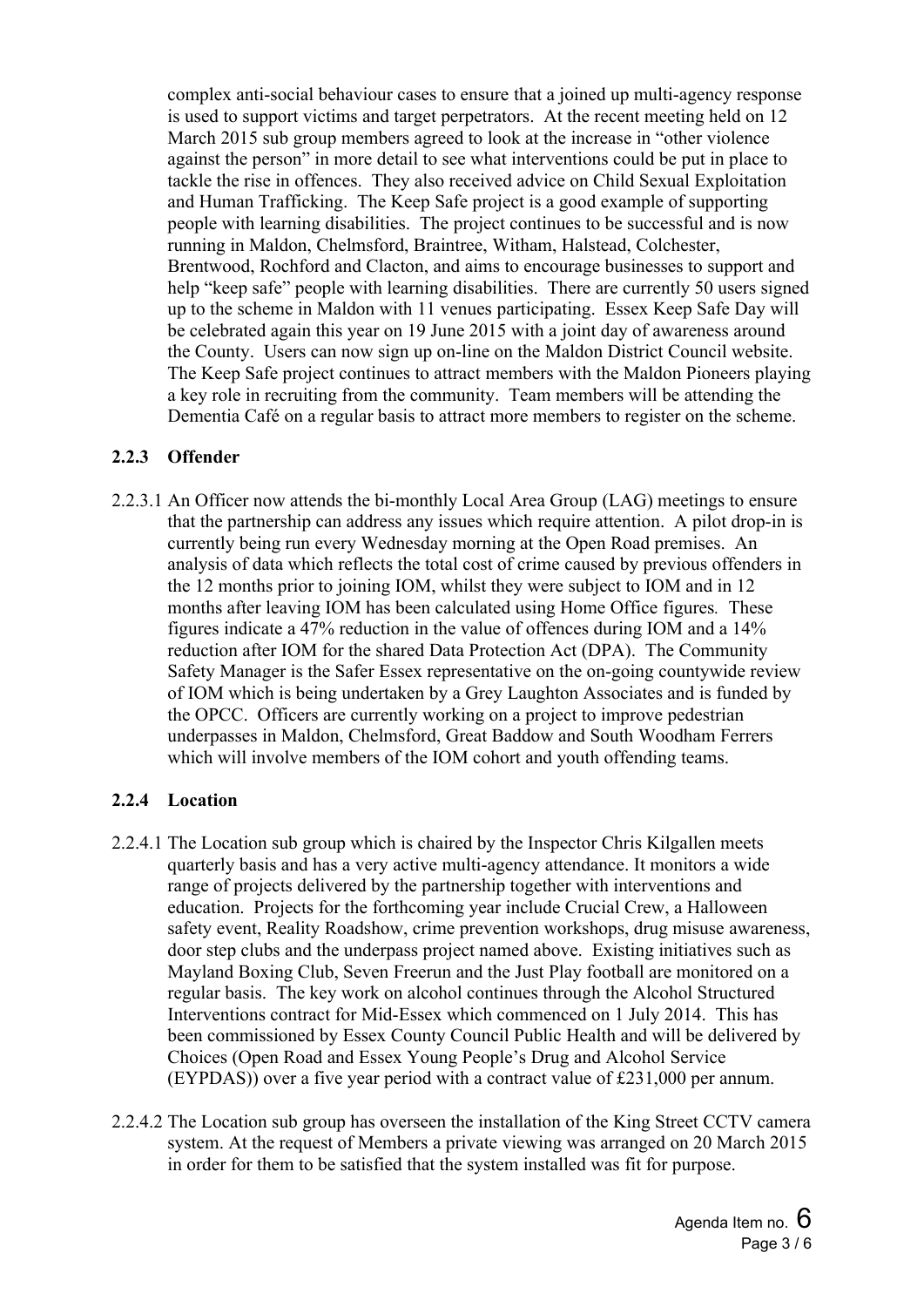complex anti-social behaviour cases to ensure that a joined up multi-agency response is used to support victims and target perpetrators. At the recent meeting held on 12 March 2015 sub group members agreed to look at the increase in "other violence against the person" in more detail to see what interventions could be put in place to tackle the rise in offences. They also received advice on Child Sexual Exploitation and Human Trafficking. The Keep Safe project is a good example of supporting people with learning disabilities. The project continues to be successful and is now running in Maldon, Chelmsford, Braintree, Witham, Halstead, Colchester, Brentwood, Rochford and Clacton, and aims to encourage businesses to support and help "keep safe" people with learning disabilities. There are currently 50 users signed up to the scheme in Maldon with 11 venues participating. Essex Keep Safe Day will be celebrated again this year on 19 June 2015 with a joint day of awareness around the County. Users can now sign up on-line on the Maldon District Council website. The Keep Safe project continues to attract members with the Maldon Pioneers playing a key role in recruiting from the community. Team members will be attending the Dementia Café on a regular basis to attract more members to register on the scheme.

### 2.2.3 Offender

2.2.3.1 An Officer now attends the bi-monthly Local Area Group (LAG) meetings to ensure that the partnership can address any issues which require attention. A pilot drop-in is currently being run every Wednesday morning at the Open Road premises. An analysis of data which reflects the total cost of crime caused by previous offenders in the 12 months prior to joining IOM, whilst they were subject to IOM and in 12 months after leaving IOM has been calculated using Home Office figures. These figures indicate a 47% reduction in the value of offences during IOM and a 14% reduction after IOM for the shared Data Protection Act (DPA). The Community Safety Manager is the Safer Essex representative on the on-going countywide review of IOM which is being undertaken by a Grey Laughton Associates and is funded by the OPCC. Officers are currently working on a project to improve pedestrian underpasses in Maldon, Chelmsford, Great Baddow and South Woodham Ferrers which will involve members of the IOM cohort and youth offending teams.

### 2.2.4 Location

2.2.4.1 The Location sub group which is chaired by the Inspector Chris Kilgallen meets quarterly basis and has a very active multi-agency attendance. It monitors a wide range of projects delivered by the partnership together with interventions and education. Projects for the forthcoming year include Crucial Crew, a Halloween safety event, Reality Roadshow, crime prevention workshops, drug misuse awareness, door step clubs and the underpass project named above. Existing initiatives such as Mayland Boxing Club, Seven Freerun and the Just Play football are monitored on a regular basis. The key work on alcohol continues through the Alcohol Structured Interventions contract for Mid-Essex which commenced on 1 July 2014. This has been commissioned by Essex County Council Public Health and will be delivered by Choices (Open Road and Essex Young People's Drug and Alcohol Service (EYPDAS)) over a five year period with a contract value of £231,000 per annum.

2.2.4.2 The Location sub group has overseen the installation of the King Street CCTV camera system. At the request of Members a private viewing was arranged on 20 March 2015 in order for them to be satisfied that the system installed was fit for purpose.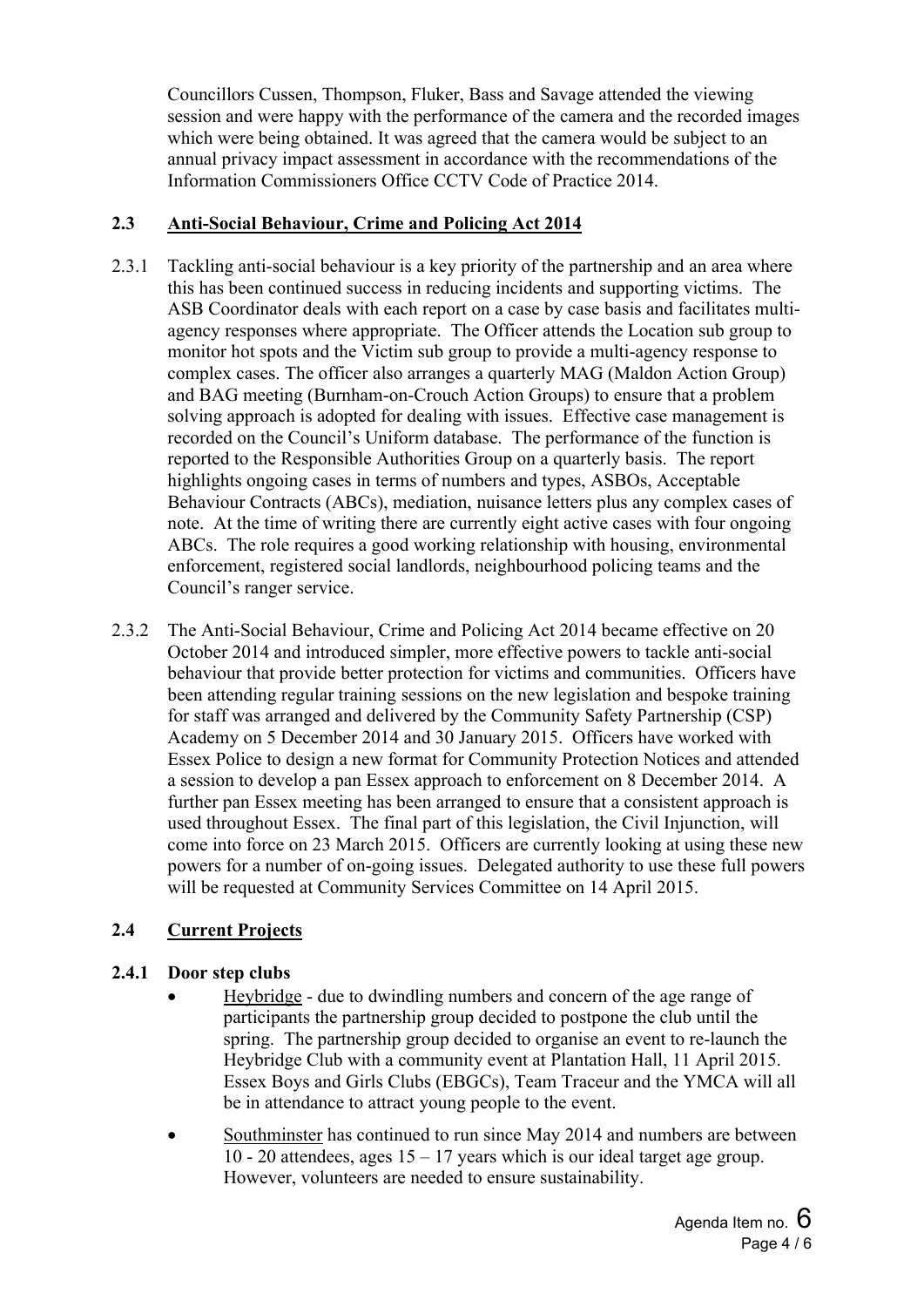Councillors Cussen, Thompson, Fluker, Bass and Savage attended the viewing session and were happy with the performance of the camera and the recorded images which were being obtained. It was agreed that the camera would be subject to an annual privacy impact assessment in accordance with the recommendations of the Information Commissioners Office CCTV Code of Practice 2014.

## 2.3 Anti-Social Behaviour, Crime and Policing Act 2014

2.3.1 Tackling anti-social behaviour is a key priority of the partnership and an area where this has been continued success in reducing incidents and supporting victims. The ASB Coordinator deals with each report on a case by case basis and facilitates multi-agency responses where appropriate. The Officer attends the Location sub group to monitor hot spots and the Victim sub group to provide a multi-agency response to complex cases. The officer also arranges a quarterly MAG (Maldon Action Group) and BAG meeting (Burnham-on-Crouch Action Groups) to ensure that a problem solving approach is adopted for dealing with issues. Effective case management is recorded on the Council's Uniform database. The performance of the function is reported to the Responsible Authorities Group on a quarterly basis. The report highlights ongoing cases in terms of numbers and types, ASBOs, Acceptable Behaviour Contracts (ABCs), mediation, nuisance letters plus any complex cases of note. At the time of writing there are currently eight active cases with four ongoing ABCs. The role requires a good working relationship with housing, environmental enforcement, registered social landlords, neighbourhood policing teams and the Council's ranger service.

2.3.2 The Anti-Social Behaviour, Crime and Policing Act 2014 became effective on 20 October 2014 and introduced simpler, more effective powers to tackle anti-social behaviour that provide better protection for victims and communities. Officers have been attending regular training sessions on the new legislation and bespoke training for staff was arranged and delivered by the Community Safety Partnership (CSP) Academy on 5 December 2014 and 30 January 2015. Officers have worked with Essex Police to design a new format for Community Protection Notices and attended a session to develop a pan Essex approach to enforcement on 8 December 2014. A further pan Essex meeting has been arranged to ensure that a consistent approach is used throughout Essex. The final part of this legislation, the Civil Injunction, will come into force on 23 March 2015. Officers are currently looking at using these new powers for a number of on-going issues. Delegated authority to use these full powers will be requested at Community Services Committee on 14 April 2015.

## 2.4 Current Projects

### 2.4.1 Door step clubs

- Heybridge - due to dwindling numbers and concern of the age range of participants the partnership group decided to postpone the club until the spring. The partnership group decided to organise an event to re-launch the Heybridge Club with a community event at Plantation Hall, 11 April 2015. Essex Boys and Girls Clubs (EBGCs), Team Traceur and the YMCA will all be in attendance to attract young people to the event.
- Southminster has continued to run since May 2014 and numbers are between 10 - 20 attendees, ages 15 – 17 years which is our ideal target age group. However, volunteers are needed to ensure sustainability.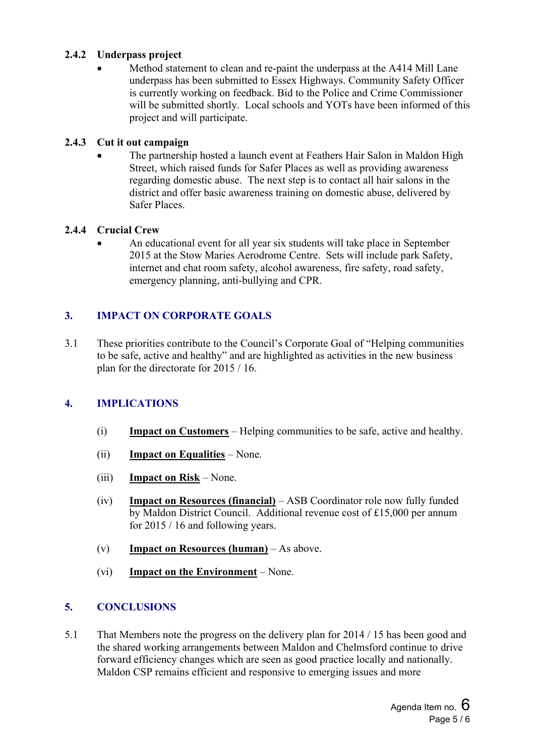### 2.4.2 Underpass project

- Method statement to clean and re-paint the underpass at the A414 Mill Lane underpass has been submitted to Essex Highways. Community Safety Officer is currently working on feedback. Bid to the Police and Crime Commissioner will be submitted shortly. Local schools and YOTs have been informed of this project and will participate.

### 2.4.3 Cut it out campaign

- The partnership hosted a launch event at Feathers Hair Salon in Maldon High Street, which raised funds for Safer Places as well as providing awareness regarding domestic abuse. The next step is to contact all hair salons in the district and offer basic awareness training on domestic abuse, delivered by Safer Places.

### 2.4.4 Crucial Crew

- An educational event for all year six students will take place in September 2015 at the Stow Maries Aerodrome Centre. Sets will include park Safety, internet and chat room safety, alcohol awareness, fire safety, road safety, emergency planning, anti-bullying and CPR.

## 3. IMPACT ON CORPORATE GOALS

3.1 These priorities contribute to the Council's Corporate Goal of "Helping communities to be safe, active and healthy" and are highlighted as activities in the new business plan for the directorate for 2015 / 16.

## 4. IMPLICATIONS

(i) **Impact on Customers** – Helping communities to be safe, active and healthy.

(ii) **Impact on Equalities** – None.

(iii) **Impact on Risk** – None.

(iv) **Impact on Resources (financial)** – ASB Coordinator role now fully funded by Maldon District Council. Additional revenue cost of £15,000 per annum for 2015 / 16 and following years.

(v) **Impact on Resources (human)** – As above.

(vi) **Impact on the Environment** – None.

## 5. CONCLUSIONS

5.1 That Members note the progress on the delivery plan for 2014 / 15 has been good and the shared working arrangements between Maldon and Chelmsford continue to drive forward efficiency changes which are seen as good practice locally and nationally. Maldon CSP remains efficient and responsive to emerging issues and more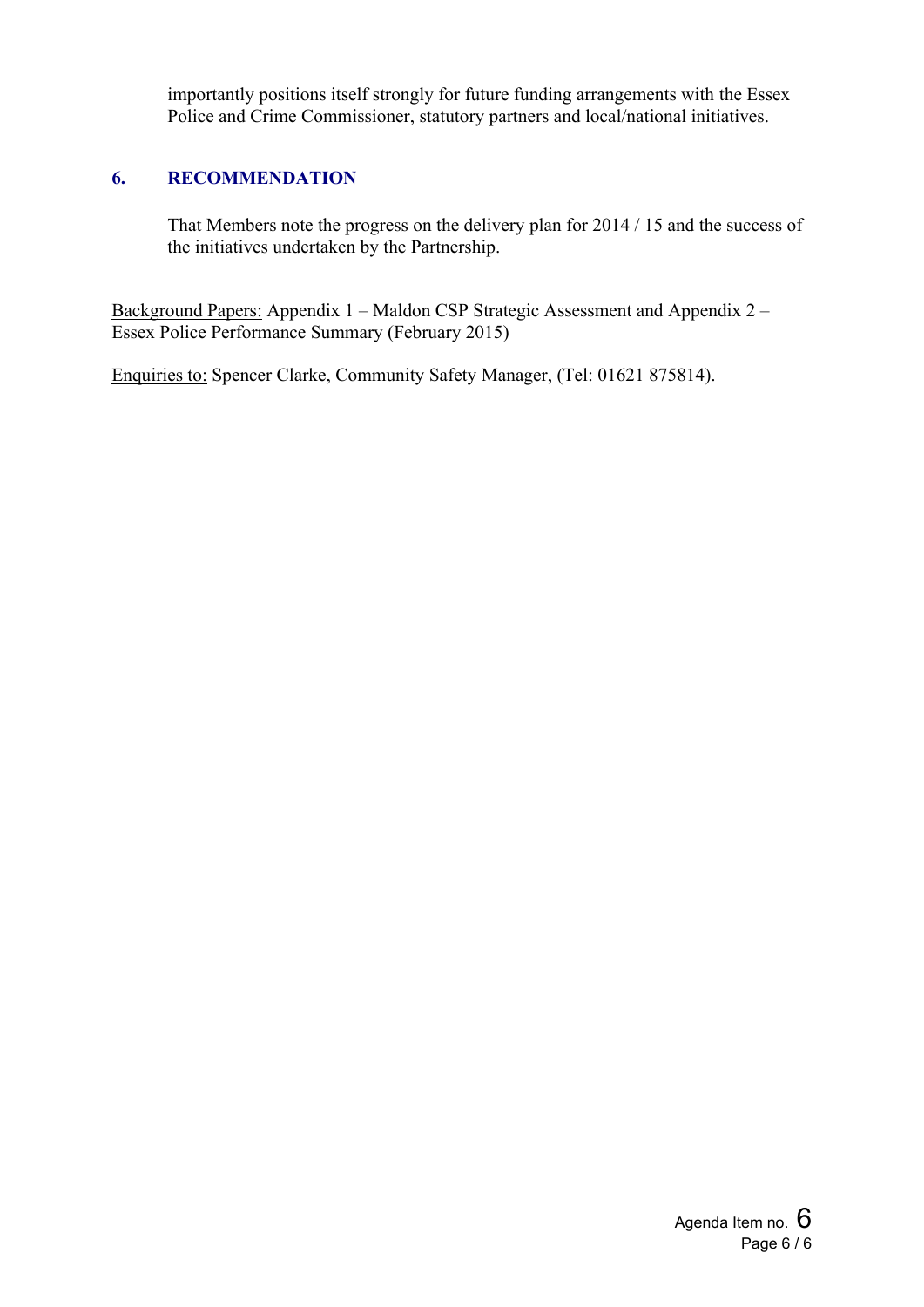importantly positions itself strongly for future funding arrangements with the Essex Police and Crime Commissioner, statutory partners and local/national initiatives.

## 6. RECOMMENDATION

That Members note the progress on the delivery plan for 2014 / 15 and the success of the initiatives undertaken by the Partnership.

Background Papers: Appendix 1 – Maldon CSP Strategic Assessment and Appendix 2 – Essex Police Performance Summary (February 2015)

Enquiries to: Spencer Clarke, Community Safety Manager, (Tel: 01621 875814).